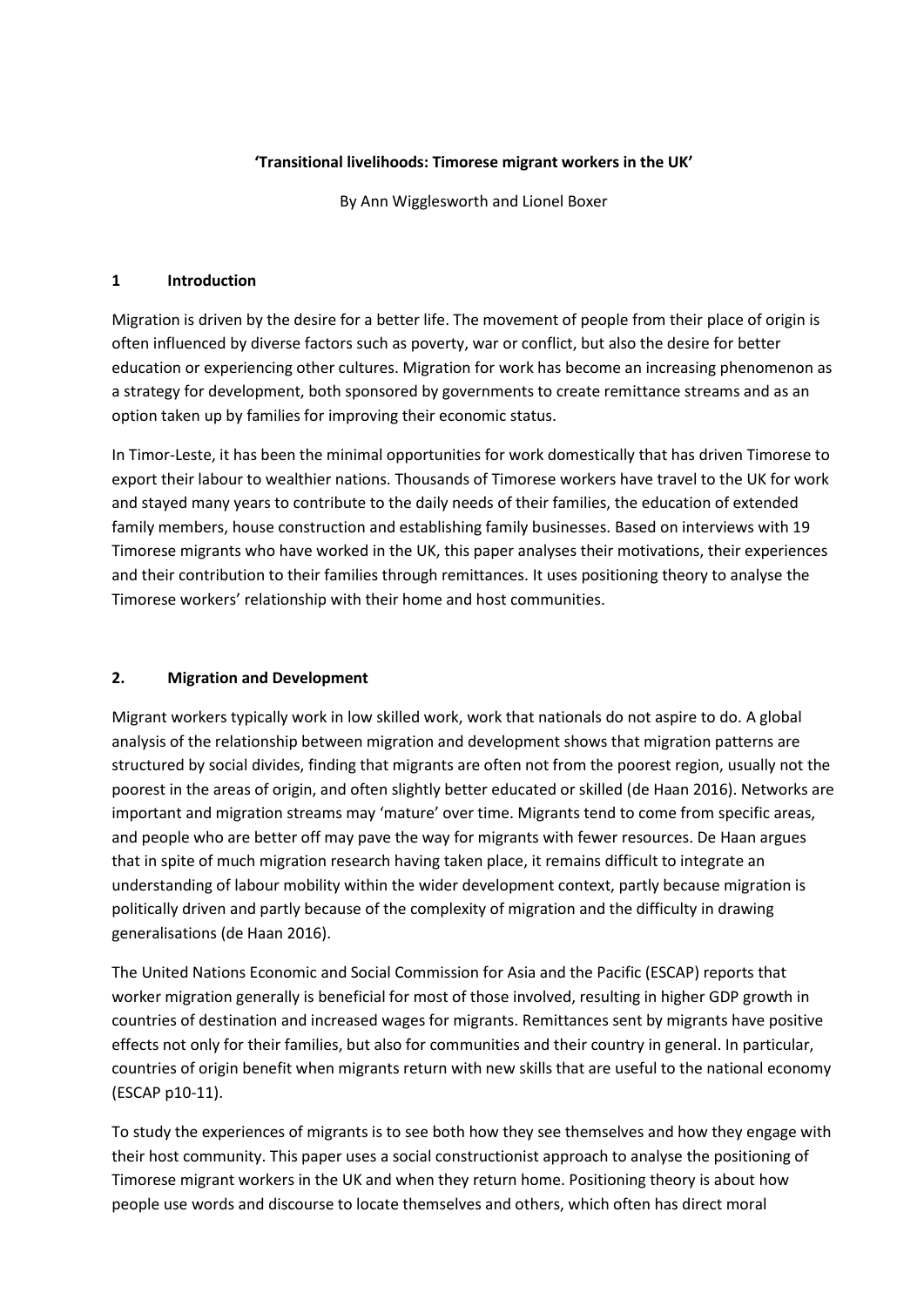**'Transitional livelihoods: Timorese migrant workers in the UK'**

By Ann Wigglesworth and Lionel Boxer

## 1 Introduction

Migration is driven by the desire for a better life. The movement of people from their place of origin is often influenced by diverse factors such as poverty, war or conflict, but also the desire for better education or experiencing other cultures. Migration for work has become an increasing phenomenon as a strategy for development, both sponsored by governments to create remittance streams and as an option taken up by families for improving their economic status.

In Timor-Leste, it has been the minimal opportunities for work domestically that has driven Timorese to export their labour to wealthier nations. Thousands of Timorese workers have travel to the UK for work and stayed many years to contribute to the daily needs of their families, the education of extended family members, house construction and establishing family businesses. Based on interviews with 19 Timorese migrants who have worked in the UK, this paper analyses their motivations, their experiences and their contribution to their families through remittances. It uses positioning theory to analyse the Timorese workers' relationship with their home and host communities.

## 2. Migration and Development

Migrant workers typically work in low skilled work, work that nationals do not aspire to do. A global analysis of the relationship between migration and development shows that migration patterns are structured by social divides, finding that migrants are often not from the poorest region, usually not the poorest in the areas of origin, and often slightly better educated or skilled (de Haan 2016). Networks are important and migration streams may 'mature' over time. Migrants tend to come from specific areas, and people who are better off may pave the way for migrants with fewer resources. De Haan argues that in spite of much migration research having taken place, it remains difficult to integrate an understanding of labour mobility within the wider development context, partly because migration is politically driven and partly because of the complexity of migration and the difficulty in drawing generalisations (de Haan 2016).

The United Nations Economic and Social Commission for Asia and the Pacific (ESCAP) reports that worker migration generally is beneficial for most of those involved, resulting in higher GDP growth in countries of destination and increased wages for migrants. Remittances sent by migrants have positive effects not only for their families, but also for communities and their country in general. In particular, countries of origin benefit when migrants return with new skills that are useful to the national economy (ESCAP p10-11).

To study the experiences of migrants is to see both how they see themselves and how they engage with their host community. This paper uses a social constructionist approach to analyse the positioning of Timorese migrant workers in the UK and when they return home. Positioning theory is about how people use words and discourse to locate themselves and others, which often has direct moral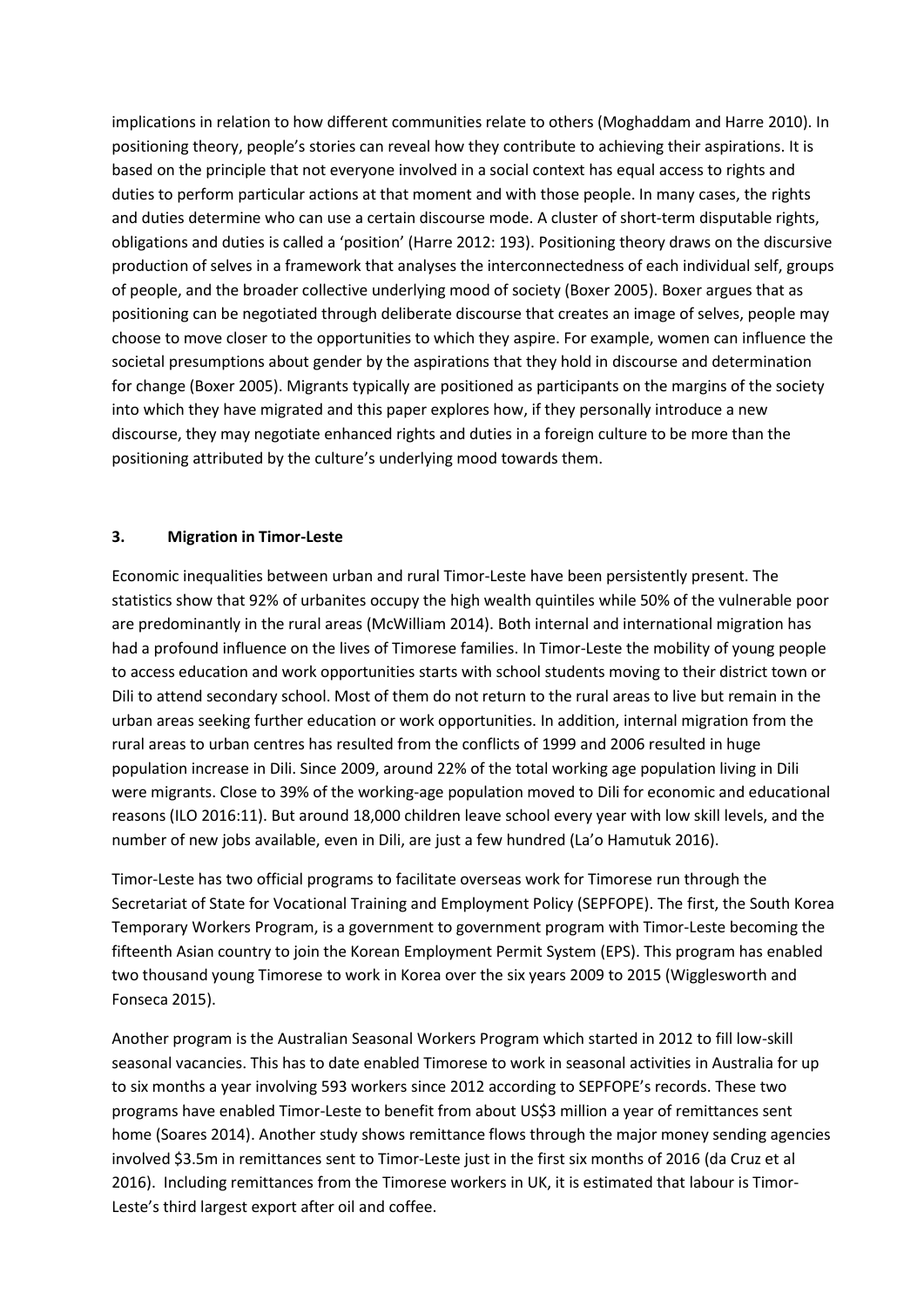implications in relation to how different communities relate to others (Moghaddam and Harre 2010). In positioning theory, people's stories can reveal how they contribute to achieving their aspirations. It is based on the principle that not everyone involved in a social context has equal access to rights and duties to perform particular actions at that moment and with those people. In many cases, the rights and duties determine who can use a certain discourse mode. A cluster of short-term disputable rights, obligations and duties is called a 'position' (Harre 2012: 193). Positioning theory draws on the discursive production of selves in a framework that analyses the interconnectedness of each individual self, groups of people, and the broader collective underlying mood of society (Boxer 2005). Boxer argues that as positioning can be negotiated through deliberate discourse that creates an image of selves, people may choose to move closer to the opportunities to which they aspire. For example, women can influence the societal presumptions about gender by the aspirations that they hold in discourse and determination for change (Boxer 2005). Migrants typically are positioned as participants on the margins of the society into which they have migrated and this paper explores how, if they personally introduce a new discourse, they may negotiate enhanced rights and duties in a foreign culture to be more than the positioning attributed by the culture's underlying mood towards them.

## 3. Migration in Timor-Leste

Economic inequalities between urban and rural Timor-Leste have been persistently present. The statistics show that 92% of urbanites occupy the high wealth quintiles while 50% of the vulnerable poor are predominantly in the rural areas (McWilliam 2014). Both internal and international migration has had a profound influence on the lives of Timorese families. In Timor-Leste the mobility of young people to access education and work opportunities starts with school students moving to their district town or Dili to attend secondary school. Most of them do not return to the rural areas to live but remain in the urban areas seeking further education or work opportunities. In addition, internal migration from the rural areas to urban centres has resulted from the conflicts of 1999 and 2006 resulted in huge population increase in Dili. Since 2009, around 22% of the total working age population living in Dili were migrants. Close to 39% of the working-age population moved to Dili for economic and educational reasons (ILO 2016:11). But around 18,000 children leave school every year with low skill levels, and the number of new jobs available, even in Dili, are just a few hundred (La'o Hamutuk 2016).

Timor-Leste has two official programs to facilitate overseas work for Timorese run through the Secretariat of State for Vocational Training and Employment Policy (SEPFOPE). The first, the South Korea Temporary Workers Program, is a government to government program with Timor-Leste becoming the fifteenth Asian country to join the Korean Employment Permit System (EPS). This program has enabled two thousand young Timorese to work in Korea over the six years 2009 to 2015 (Wigglesworth and Fonseca 2015).

Another program is the Australian Seasonal Workers Program which started in 2012 to fill low-skill seasonal vacancies. This has to date enabled Timorese to work in seasonal activities in Australia for up to six months a year involving 593 workers since 2012 according to SEPFOPE's records. These two programs have enabled Timor-Leste to benefit from about US$3 million a year of remittances sent home (Soares 2014). Another study shows remittance flows through the major money sending agencies involved $3.5m in remittances sent to Timor-Leste just in the first six months of 2016 (da Cruz et al 2016). Including remittances from the Timorese workers in UK, it is estimated that labour is Timor-Leste's third largest export after oil and coffee.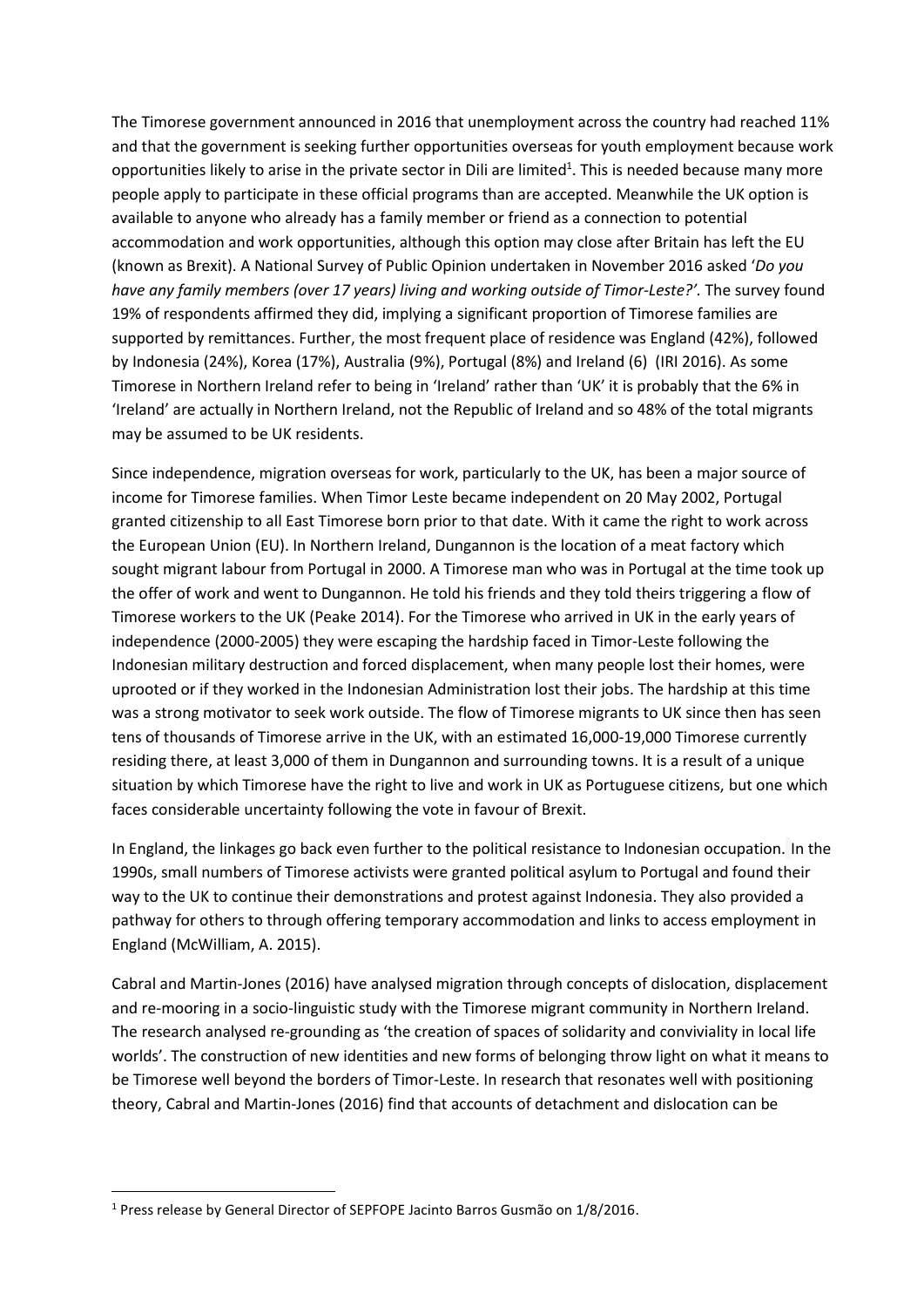The Timorese government announced in 2016 that unemployment across the country had reached 11% and that the government is seeking further opportunities overseas for youth employment because work opportunities likely to arise in the private sector in Dili are limited[1]. This is needed because many more people apply to participate in these official programs than are accepted. Meanwhile the UK option is available to anyone who already has a family member or friend as a connection to potential accommodation and work opportunities, although this option may close after Britain has left the EU (known as Brexit). A National Survey of Public Opinion undertaken in November 2016 asked '*Do you have any family members (over 17 years) living and working outside of Timor-Leste?'*. The survey found 19% of respondents affirmed they did, implying a significant proportion of Timorese families are supported by remittances. Further, the most frequent place of residence was England (42%), followed by Indonesia (24%), Korea (17%), Australia (9%), Portugal (8%) and Ireland (6) (IRI 2016). As some Timorese in Northern Ireland refer to being in 'Ireland' rather than 'UK' it is probably that the 6% in 'Ireland' are actually in Northern Ireland, not the Republic of Ireland and so 48% of the total migrants may be assumed to be UK residents.

Since independence, migration overseas for work, particularly to the UK, has been a major source of income for Timorese families. When Timor Leste became independent on 20 May 2002, Portugal granted citizenship to all East Timorese born prior to that date. With it came the right to work across the European Union (EU). In Northern Ireland, Dungannon is the location of a meat factory which sought migrant labour from Portugal in 2000. A Timorese man who was in Portugal at the time took up the offer of work and went to Dungannon. He told his friends and they told theirs triggering a flow of Timorese workers to the UK (Peake 2014). For the Timorese who arrived in UK in the early years of independence (2000-2005) they were escaping the hardship faced in Timor-Leste following the Indonesian military destruction and forced displacement, when many people lost their homes, were uprooted or if they worked in the Indonesian Administration lost their jobs. The hardship at this time was a strong motivator to seek work outside. The flow of Timorese migrants to UK since then has seen tens of thousands of Timorese arrive in the UK, with an estimated 16,000-19,000 Timorese currently residing there, at least 3,000 of them in Dungannon and surrounding towns. It is a result of a unique situation by which Timorese have the right to live and work in UK as Portuguese citizens, but one which faces considerable uncertainty following the vote in favour of Brexit.

In England, the linkages go back even further to the political resistance to Indonesian occupation. In the 1990s, small numbers of Timorese activists were granted political asylum to Portugal and found their way to the UK to continue their demonstrations and protest against Indonesia. They also provided a pathway for others to through offering temporary accommodation and links to access employment in England (McWilliam, A. 2015).

Cabral and Martin-Jones (2016) have analysed migration through concepts of dislocation, displacement and re-mooring in a socio-linguistic study with the Timorese migrant community in Northern Ireland. The research analysed re-grounding as 'the creation of spaces of solidarity and conviviality in local life worlds'. The construction of new identities and new forms of belonging throw light on what it means to be Timorese well beyond the borders of Timor-Leste. In research that resonates well with positioning theory, Cabral and Martin-Jones (2016) find that accounts of detachment and dislocation can be

[1] Press release by General Director of SEPFOPE Jacinto Barros Gusmão on 1/8/2016.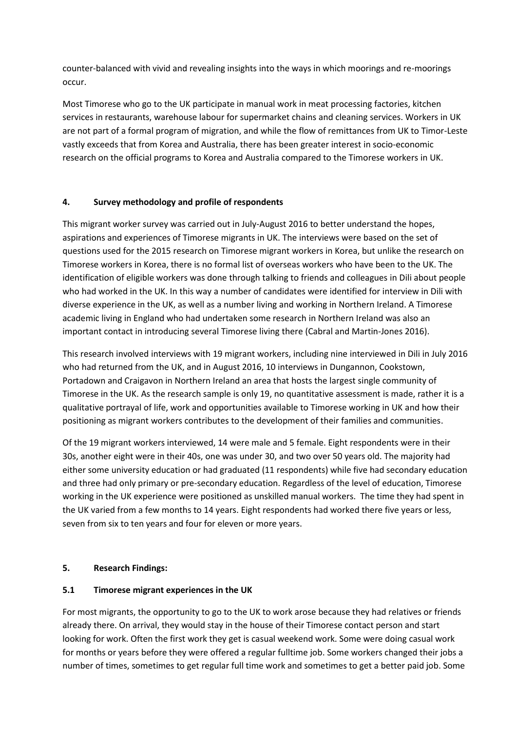counter-balanced with vivid and revealing insights into the ways in which moorings and re-moorings occur.

Most Timorese who go to the UK participate in manual work in meat processing factories, kitchen services in restaurants, warehouse labour for supermarket chains and cleaning services. Workers in UK are not part of a formal program of migration, and while the flow of remittances from UK to Timor-Leste vastly exceeds that from Korea and Australia, there has been greater interest in socio-economic research on the official programs to Korea and Australia compared to the Timorese workers in UK.

## 4. Survey methodology and profile of respondents

This migrant worker survey was carried out in July-August 2016 to better understand the hopes, aspirations and experiences of Timorese migrants in UK. The interviews were based on the set of questions used for the 2015 research on Timorese migrant workers in Korea, but unlike the research on Timorese workers in Korea, there is no formal list of overseas workers who have been to the UK. The identification of eligible workers was done through talking to friends and colleagues in Dili about people who had worked in the UK. In this way a number of candidates were identified for interview in Dili with diverse experience in the UK, as well as a number living and working in Northern Ireland. A Timorese academic living in England who had undertaken some research in Northern Ireland was also an important contact in introducing several Timorese living there (Cabral and Martin-Jones 2016).

This research involved interviews with 19 migrant workers, including nine interviewed in Dili in July 2016 who had returned from the UK, and in August 2016, 10 interviews in Dungannon, Cookstown, Portadown and Craigavon in Northern Ireland an area that hosts the largest single community of Timorese in the UK. As the research sample is only 19, no quantitative assessment is made, rather it is a qualitative portrayal of life, work and opportunities available to Timorese working in UK and how their positioning as migrant workers contributes to the development of their families and communities.

Of the 19 migrant workers interviewed, 14 were male and 5 female. Eight respondents were in their 30s, another eight were in their 40s, one was under 30, and two over 50 years old. The majority had either some university education or had graduated (11 respondents) while five had secondary education and three had only primary or pre-secondary education. Regardless of the level of education, Timorese working in the UK experience were positioned as unskilled manual workers. The time they had spent in the UK varied from a few months to 14 years. Eight respondents had worked there five years or less, seven from six to ten years and four for eleven or more years.

## 5. Research Findings:

### 5.1 Timorese migrant experiences in the UK

For most migrants, the opportunity to go to the UK to work arose because they had relatives or friends already there. On arrival, they would stay in the house of their Timorese contact person and start looking for work. Often the first work they get is casual weekend work. Some were doing casual work for months or years before they were offered a regular fulltime job. Some workers changed their jobs a number of times, sometimes to get regular full time work and sometimes to get a better paid job. Some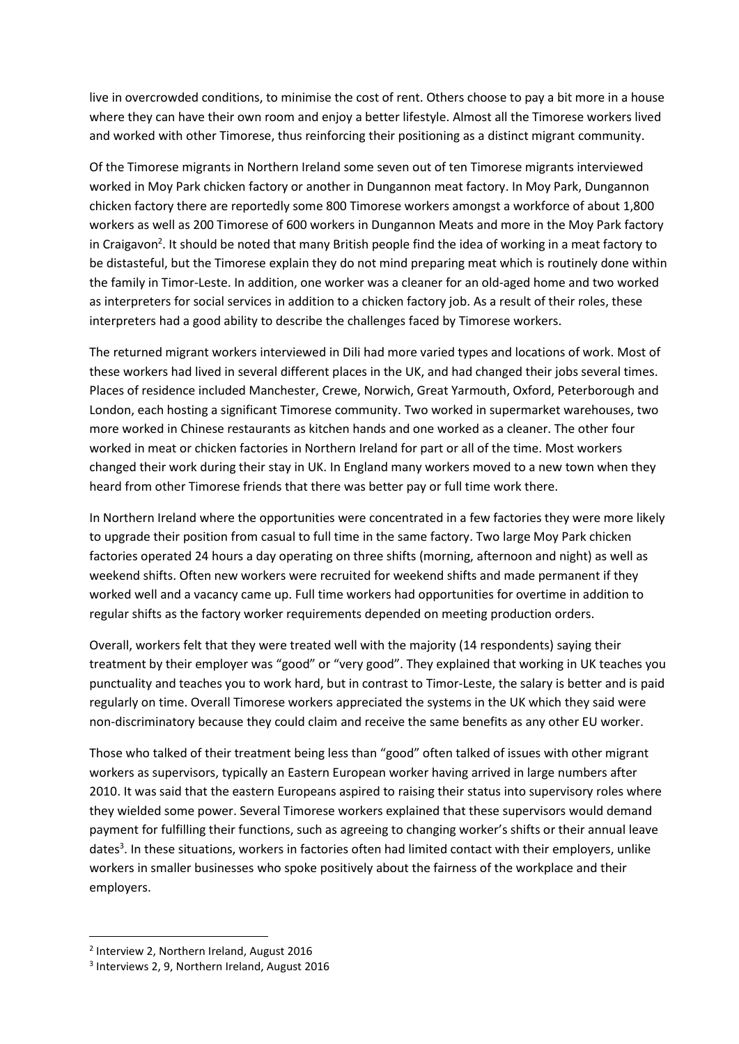live in overcrowded conditions, to minimise the cost of rent. Others choose to pay a bit more in a house where they can have their own room and enjoy a better lifestyle. Almost all the Timorese workers lived and worked with other Timorese, thus reinforcing their positioning as a distinct migrant community.

Of the Timorese migrants in Northern Ireland some seven out of ten Timorese migrants interviewed worked in Moy Park chicken factory or another in Dungannon meat factory. In Moy Park, Dungannon chicken factory there are reportedly some 800 Timorese workers amongst a workforce of about 1,800 workers as well as 200 Timorese of 600 workers in Dungannon Meats and more in the Moy Park factory in Craigavon[2]. It should be noted that many British people find the idea of working in a meat factory to be distasteful, but the Timorese explain they do not mind preparing meat which is routinely done within the family in Timor-Leste. In addition, one worker was a cleaner for an old-aged home and two worked as interpreters for social services in addition to a chicken factory job. As a result of their roles, these interpreters had a good ability to describe the challenges faced by Timorese workers.

The returned migrant workers interviewed in Dili had more varied types and locations of work. Most of these workers had lived in several different places in the UK, and had changed their jobs several times. Places of residence included Manchester, Crewe, Norwich, Great Yarmouth, Oxford, Peterborough and London, each hosting a significant Timorese community. Two worked in supermarket warehouses, two more worked in Chinese restaurants as kitchen hands and one worked as a cleaner. The other four worked in meat or chicken factories in Northern Ireland for part or all of the time. Most workers changed their work during their stay in UK. In England many workers moved to a new town when they heard from other Timorese friends that there was better pay or full time work there.

In Northern Ireland where the opportunities were concentrated in a few factories they were more likely to upgrade their position from casual to full time in the same factory. Two large Moy Park chicken factories operated 24 hours a day operating on three shifts (morning, afternoon and night) as well as weekend shifts. Often new workers were recruited for weekend shifts and made permanent if they worked well and a vacancy came up. Full time workers had opportunities for overtime in addition to regular shifts as the factory worker requirements depended on meeting production orders.

Overall, workers felt that they were treated well with the majority (14 respondents) saying their treatment by their employer was "good" or "very good". They explained that working in UK teaches you punctuality and teaches you to work hard, but in contrast to Timor-Leste, the salary is better and is paid regularly on time. Overall Timorese workers appreciated the systems in the UK which they said were non-discriminatory because they could claim and receive the same benefits as any other EU worker.

Those who talked of their treatment being less than "good" often talked of issues with other migrant workers as supervisors, typically an Eastern European worker having arrived in large numbers after 2010. It was said that the eastern Europeans aspired to raising their status into supervisory roles where they wielded some power. Several Timorese workers explained that these supervisors would demand payment for fulfilling their functions, such as agreeing to changing worker's shifts or their annual leave dates[3]. In these situations, workers in factories often had limited contact with their employers, unlike workers in smaller businesses who spoke positively about the fairness of the workplace and their employers.

---

[2] Interview 2, Northern Ireland, August 2016

[3] Interviews 2, 9, Northern Ireland, August 2016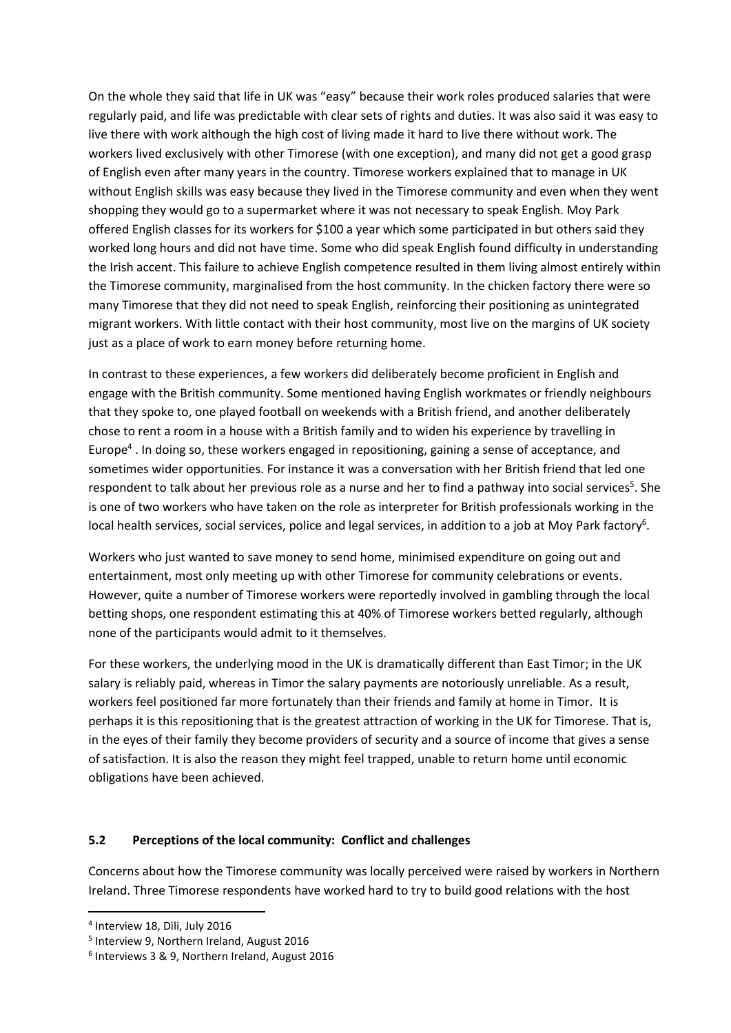On the whole they said that life in UK was "easy" because their work roles produced salaries that were regularly paid, and life was predictable with clear sets of rights and duties. It was also said it was easy to live there with work although the high cost of living made it hard to live there without work. The workers lived exclusively with other Timorese (with one exception), and many did not get a good grasp of English even after many years in the country. Timorese workers explained that to manage in UK without English skills was easy because they lived in the Timorese community and even when they went shopping they would go to a supermarket where it was not necessary to speak English. Moy Park offered English classes for its workers for $100 a year which some participated in but others said they worked long hours and did not have time. Some who did speak English found difficulty in understanding the Irish accent. This failure to achieve English competence resulted in them living almost entirely within the Timorese community, marginalised from the host community. In the chicken factory there were so many Timorese that they did not need to speak English, reinforcing their positioning as unintegrated migrant workers. With little contact with their host community, most live on the margins of UK society just as a place of work to earn money before returning home.

In contrast to these experiences, a few workers did deliberately become proficient in English and engage with the British community. Some mentioned having English workmates or friendly neighbours that they spoke to, one played football on weekends with a British friend, and another deliberately chose to rent a room in a house with a British family and to widen his experience by travelling in Europe[4] . In doing so, these workers engaged in repositioning, gaining a sense of acceptance, and sometimes wider opportunities. For instance it was a conversation with her British friend that led one respondent to talk about her previous role as a nurse and her to find a pathway into social services[5]. She is one of two workers who have taken on the role as interpreter for British professionals working in the local health services, social services, police and legal services, in addition to a job at Moy Park factory[6].

Workers who just wanted to save money to send home, minimised expenditure on going out and entertainment, most only meeting up with other Timorese for community celebrations or events. However, quite a number of Timorese workers were reportedly involved in gambling through the local betting shops, one respondent estimating this at 40% of Timorese workers betted regularly, although none of the participants would admit to it themselves.

For these workers, the underlying mood in the UK is dramatically different than East Timor; in the UK salary is reliably paid, whereas in Timor the salary payments are notoriously unreliable. As a result, workers feel positioned far more fortunately than their friends and family at home in Timor. It is perhaps it is this repositioning that is the greatest attraction of working in the UK for Timorese. That is, in the eyes of their family they become providers of security and a source of income that gives a sense of satisfaction. It is also the reason they might feel trapped, unable to return home until economic obligations have been achieved.

### 5.2 Perceptions of the local community: Conflict and challenges

Concerns about how the Timorese community was locally perceived were raised by workers in Northern Ireland. Three Timorese respondents have worked hard to try to build good relations with the host

[4] Interview 18, Dili, July 2016

[5] Interview 9, Northern Ireland, August 2016

[6] Interviews 3 & 9, Northern Ireland, August 2016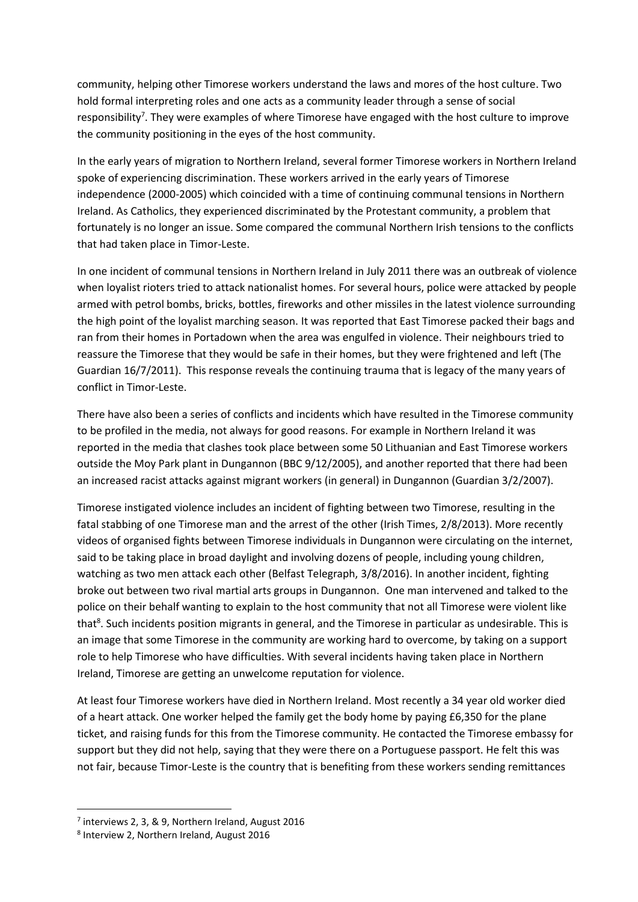community, helping other Timorese workers understand the laws and mores of the host culture. Two hold formal interpreting roles and one acts as a community leader through a sense of social responsibility[7]. They were examples of where Timorese have engaged with the host culture to improve the community positioning in the eyes of the host community.

In the early years of migration to Northern Ireland, several former Timorese workers in Northern Ireland spoke of experiencing discrimination. These workers arrived in the early years of Timorese independence (2000-2005) which coincided with a time of continuing communal tensions in Northern Ireland. As Catholics, they experienced discriminated by the Protestant community, a problem that fortunately is no longer an issue. Some compared the communal Northern Irish tensions to the conflicts that had taken place in Timor-Leste.

In one incident of communal tensions in Northern Ireland in July 2011 there was an outbreak of violence when loyalist rioters tried to attack nationalist homes. For several hours, police were attacked by people armed with petrol bombs, bricks, bottles, fireworks and other missiles in the latest violence surrounding the high point of the loyalist marching season. It was reported that East Timorese packed their bags and ran from their homes in Portadown when the area was engulfed in violence. Their neighbours tried to reassure the Timorese that they would be safe in their homes, but they were frightened and left (The Guardian 16/7/2011). This response reveals the continuing trauma that is legacy of the many years of conflict in Timor-Leste.

There have also been a series of conflicts and incidents which have resulted in the Timorese community to be profiled in the media, not always for good reasons. For example in Northern Ireland it was reported in the media that clashes took place between some 50 Lithuanian and East Timorese workers outside the Moy Park plant in Dungannon (BBC 9/12/2005), and another reported that there had been an increased racist attacks against migrant workers (in general) in Dungannon (Guardian 3/2/2007).

Timorese instigated violence includes an incident of fighting between two Timorese, resulting in the fatal stabbing of one Timorese man and the arrest of the other (Irish Times, 2/8/2013). More recently videos of organised fights between Timorese individuals in Dungannon were circulating on the internet, said to be taking place in broad daylight and involving dozens of people, including young children, watching as two men attack each other (Belfast Telegraph, 3/8/2016). In another incident, fighting broke out between two rival martial arts groups in Dungannon. One man intervened and talked to the police on their behalf wanting to explain to the host community that not all Timorese were violent like that[8]. Such incidents position migrants in general, and the Timorese in particular as undesirable. This is an image that some Timorese in the community are working hard to overcome, by taking on a support role to help Timorese who have difficulties. With several incidents having taken place in Northern Ireland, Timorese are getting an unwelcome reputation for violence.

At least four Timorese workers have died in Northern Ireland. Most recently a 34 year old worker died of a heart attack. One worker helped the family get the body home by paying £6,350 for the plane ticket, and raising funds for this from the Timorese community. He contacted the Timorese embassy for support but they did not help, saying that they were there on a Portuguese passport. He felt this was not fair, because Timor-Leste is the country that is benefiting from these workers sending remittances

---

[7] interviews 2, 3, & 9, Northern Ireland, August 2016

[8] Interview 2, Northern Ireland, August 2016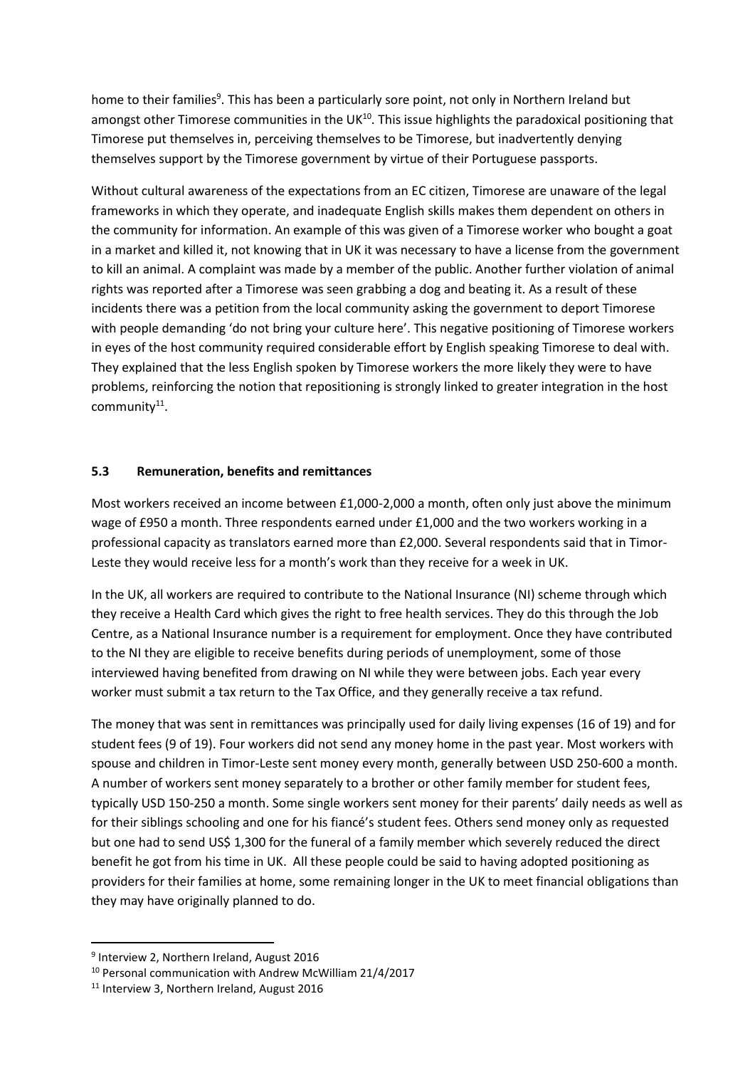home to their families[9]. This has been a particularly sore point, not only in Northern Ireland but amongst other Timorese communities in the UK[10]. This issue highlights the paradoxical positioning that Timorese put themselves in, perceiving themselves to be Timorese, but inadvertently denying themselves support by the Timorese government by virtue of their Portuguese passports.

Without cultural awareness of the expectations from an EC citizen, Timorese are unaware of the legal frameworks in which they operate, and inadequate English skills makes them dependent on others in the community for information. An example of this was given of a Timorese worker who bought a goat in a market and killed it, not knowing that in UK it was necessary to have a license from the government to kill an animal. A complaint was made by a member of the public. Another further violation of animal rights was reported after a Timorese was seen grabbing a dog and beating it. As a result of these incidents there was a petition from the local community asking the government to deport Timorese with people demanding 'do not bring your culture here'. This negative positioning of Timorese workers in eyes of the host community required considerable effort by English speaking Timorese to deal with. They explained that the less English spoken by Timorese workers the more likely they were to have problems, reinforcing the notion that repositioning is strongly linked to greater integration in the host community[11].

### 5.3 Remuneration, benefits and remittances

Most workers received an income between £1,000-2,000 a month, often only just above the minimum wage of £950 a month. Three respondents earned under £1,000 and the two workers working in a professional capacity as translators earned more than £2,000. Several respondents said that in Timor-Leste they would receive less for a month's work than they receive for a week in UK.

In the UK, all workers are required to contribute to the National Insurance (NI) scheme through which they receive a Health Card which gives the right to free health services. They do this through the Job Centre, as a National Insurance number is a requirement for employment. Once they have contributed to the NI they are eligible to receive benefits during periods of unemployment, some of those interviewed having benefited from drawing on NI while they were between jobs. Each year every worker must submit a tax return to the Tax Office, and they generally receive a tax refund.

The money that was sent in remittances was principally used for daily living expenses (16 of 19) and for student fees (9 of 19). Four workers did not send any money home in the past year. Most workers with spouse and children in Timor-Leste sent money every month, generally between USD 250-600 a month. A number of workers sent money separately to a brother or other family member for student fees, typically USD 150-250 a month. Some single workers sent money for their parents' daily needs as well as for their siblings schooling and one for his fiancé's student fees. Others send money only as requested but one had to send US$ 1,300 for the funeral of a family member which severely reduced the direct benefit he got from his time in UK. All these people could be said to having adopted positioning as providers for their families at home, some remaining longer in the UK to meet financial obligations than they may have originally planned to do.

[9] Interview 2, Northern Ireland, August 2016

[10] Personal communication with Andrew McWilliam 21/4/2017

[11] Interview 3, Northern Ireland, August 2016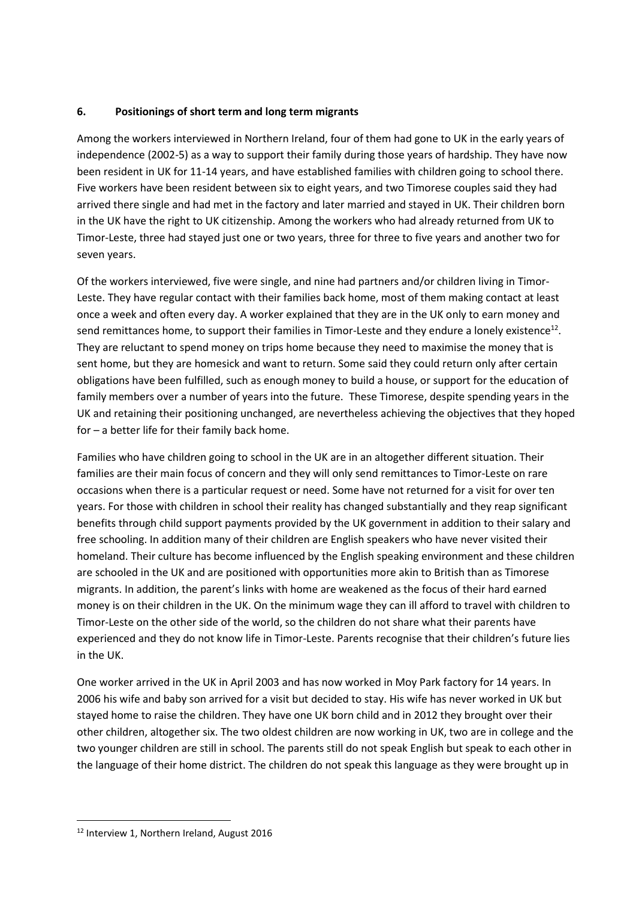## 6. Positionings of short term and long term migrants

Among the workers interviewed in Northern Ireland, four of them had gone to UK in the early years of independence (2002-5) as a way to support their family during those years of hardship. They have now been resident in UK for 11-14 years, and have established families with children going to school there. Five workers have been resident between six to eight years, and two Timorese couples said they had arrived there single and had met in the factory and later married and stayed in UK. Their children born in the UK have the right to UK citizenship. Among the workers who had already returned from UK to Timor-Leste, three had stayed just one or two years, three for three to five years and another two for seven years.

Of the workers interviewed, five were single, and nine had partners and/or children living in Timor-Leste. They have regular contact with their families back home, most of them making contact at least once a week and often every day. A worker explained that they are in the UK only to earn money and send remittances home, to support their families in Timor-Leste and they endure a lonely existence[12]. They are reluctant to spend money on trips home because they need to maximise the money that is sent home, but they are homesick and want to return. Some said they could return only after certain obligations have been fulfilled, such as enough money to build a house, or support for the education of family members over a number of years into the future. These Timorese, despite spending years in the UK and retaining their positioning unchanged, are nevertheless achieving the objectives that they hoped for – a better life for their family back home.

Families who have children going to school in the UK are in an altogether different situation. Their families are their main focus of concern and they will only send remittances to Timor-Leste on rare occasions when there is a particular request or need. Some have not returned for a visit for over ten years. For those with children in school their reality has changed substantially and they reap significant benefits through child support payments provided by the UK government in addition to their salary and free schooling. In addition many of their children are English speakers who have never visited their homeland. Their culture has become influenced by the English speaking environment and these children are schooled in the UK and are positioned with opportunities more akin to British than as Timorese migrants. In addition, the parent's links with home are weakened as the focus of their hard earned money is on their children in the UK. On the minimum wage they can ill afford to travel with children to Timor-Leste on the other side of the world, so the children do not share what their parents have experienced and they do not know life in Timor-Leste. Parents recognise that their children's future lies in the UK.

One worker arrived in the UK in April 2003 and has now worked in Moy Park factory for 14 years. In 2006 his wife and baby son arrived for a visit but decided to stay. His wife has never worked in UK but stayed home to raise the children. They have one UK born child and in 2012 they brought over their other children, altogether six. The two oldest children are now working in UK, two are in college and the two younger children are still in school. The parents still do not speak English but speak to each other in the language of their home district. The children do not speak this language as they were brought up in

---

[12] Interview 1, Northern Ireland, August 2016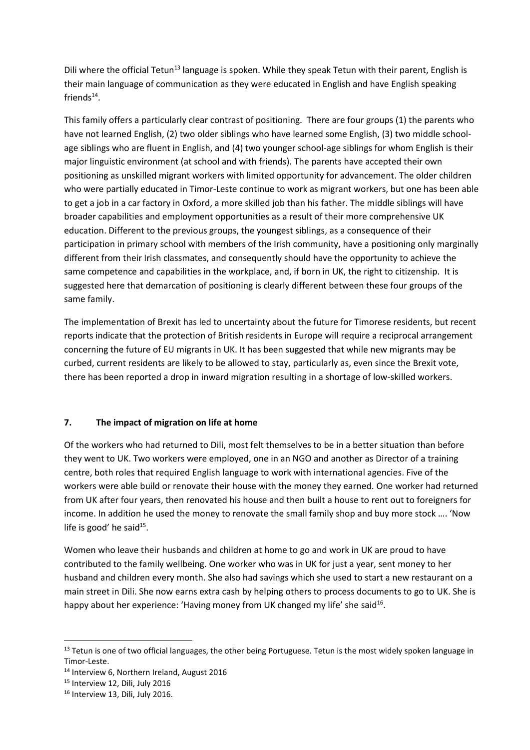Dili where the official Tetun[13] language is spoken. While they speak Tetun with their parent, English is their main language of communication as they were educated in English and have English speaking friends[14].

This family offers a particularly clear contrast of positioning. There are four groups (1) the parents who have not learned English, (2) two older siblings who have learned some English, (3) two middle school-age siblings who are fluent in English, and (4) two younger school-age siblings for whom English is their major linguistic environment (at school and with friends). The parents have accepted their own positioning as unskilled migrant workers with limited opportunity for advancement. The older children who were partially educated in Timor-Leste continue to work as migrant workers, but one has been able to get a job in a car factory in Oxford, a more skilled job than his father. The middle siblings will have broader capabilities and employment opportunities as a result of their more comprehensive UK education. Different to the previous groups, the youngest siblings, as a consequence of their participation in primary school with members of the Irish community, have a positioning only marginally different from their Irish classmates, and consequently should have the opportunity to achieve the same competence and capabilities in the workplace, and, if born in UK, the right to citizenship. It is suggested here that demarcation of positioning is clearly different between these four groups of the same family.

The implementation of Brexit has led to uncertainty about the future for Timorese residents, but recent reports indicate that the protection of British residents in Europe will require a reciprocal arrangement concerning the future of EU migrants in UK. It has been suggested that while new migrants may be curbed, current residents are likely to be allowed to stay, particularly as, even since the Brexit vote, there has been reported a drop in inward migration resulting in a shortage of low-skilled workers.

## 7. The impact of migration on life at home

Of the workers who had returned to Dili, most felt themselves to be in a better situation than before they went to UK. Two workers were employed, one in an NGO and another as Director of a training centre, both roles that required English language to work with international agencies. Five of the workers were able build or renovate their house with the money they earned. One worker had returned from UK after four years, then renovated his house and then built a house to rent out to foreigners for income. In addition he used the money to renovate the small family shop and buy more stock …. 'Now life is good' he said[15].

Women who leave their husbands and children at home to go and work in UK are proud to have contributed to the family wellbeing. One worker who was in UK for just a year, sent money to her husband and children every month. She also had savings which she used to start a new restaurant on a main street in Dili. She now earns extra cash by helping others to process documents to go to UK. She is happy about her experience: 'Having money from UK changed my life' she said[16].

---

[13] Tetun is one of two official languages, the other being Portuguese. Tetun is the most widely spoken language in Timor-Leste.

[14] Interview 6, Northern Ireland, August 2016

[15] Interview 12, Dili, July 2016

[16] Interview 13, Dili, July 2016.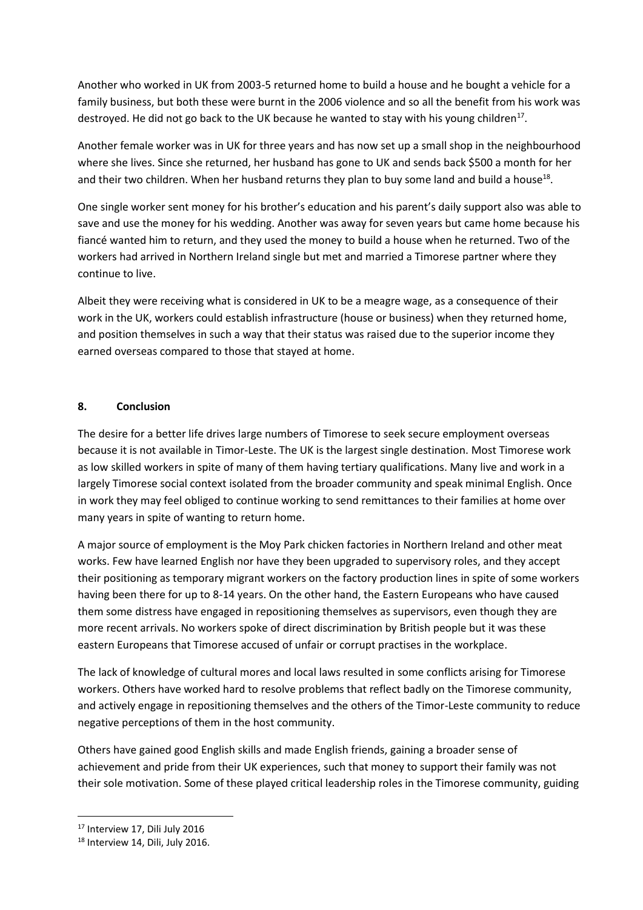Another who worked in UK from 2003-5 returned home to build a house and he bought a vehicle for a family business, but both these were burnt in the 2006 violence and so all the benefit from his work was destroyed. He did not go back to the UK because he wanted to stay with his young children[17].

Another female worker was in UK for three years and has now set up a small shop in the neighbourhood where she lives. Since she returned, her husband has gone to UK and sends back $500 a month for her and their two children. When her husband returns they plan to buy some land and build a house[18].

One single worker sent money for his brother's education and his parent's daily support also was able to save and use the money for his wedding. Another was away for seven years but came home because his fiancé wanted him to return, and they used the money to build a house when he returned. Two of the workers had arrived in Northern Ireland single but met and married a Timorese partner where they continue to live.

Albeit they were receiving what is considered in UK to be a meagre wage, as a consequence of their work in the UK, workers could establish infrastructure (house or business) when they returned home, and position themselves in such a way that their status was raised due to the superior income they earned overseas compared to those that stayed at home.

## 8. Conclusion

The desire for a better life drives large numbers of Timorese to seek secure employment overseas because it is not available in Timor-Leste. The UK is the largest single destination. Most Timorese work as low skilled workers in spite of many of them having tertiary qualifications. Many live and work in a largely Timorese social context isolated from the broader community and speak minimal English. Once in work they may feel obliged to continue working to send remittances to their families at home over many years in spite of wanting to return home.

A major source of employment is the Moy Park chicken factories in Northern Ireland and other meat works. Few have learned English nor have they been upgraded to supervisory roles, and they accept their positioning as temporary migrant workers on the factory production lines in spite of some workers having been there for up to 8-14 years. On the other hand, the Eastern Europeans who have caused them some distress have engaged in repositioning themselves as supervisors, even though they are more recent arrivals. No workers spoke of direct discrimination by British people but it was these eastern Europeans that Timorese accused of unfair or corrupt practises in the workplace.

The lack of knowledge of cultural mores and local laws resulted in some conflicts arising for Timorese workers. Others have worked hard to resolve problems that reflect badly on the Timorese community, and actively engage in repositioning themselves and the others of the Timor-Leste community to reduce negative perceptions of them in the host community.

Others have gained good English skills and made English friends, gaining a broader sense of achievement and pride from their UK experiences, such that money to support their family was not their sole motivation. Some of these played critical leadership roles in the Timorese community, guiding

[17] Interview 17, Dili July 2016

[18] Interview 14, Dili, July 2016.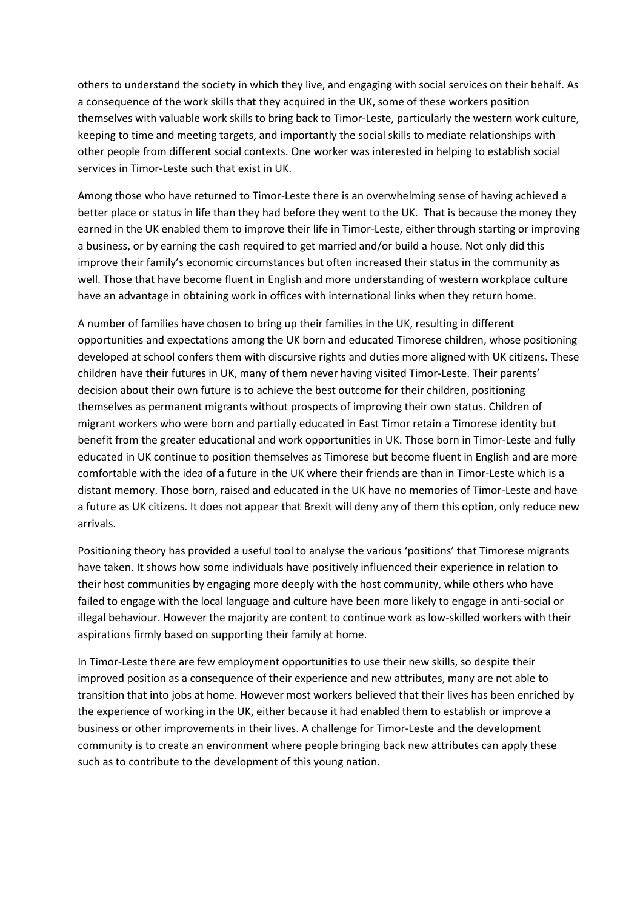others to understand the society in which they live, and engaging with social services on their behalf. As a consequence of the work skills that they acquired in the UK, some of these workers position themselves with valuable work skills to bring back to Timor-Leste, particularly the western work culture, keeping to time and meeting targets, and importantly the social skills to mediate relationships with other people from different social contexts. One worker was interested in helping to establish social services in Timor-Leste such that exist in UK.

Among those who have returned to Timor-Leste there is an overwhelming sense of having achieved a better place or status in life than they had before they went to the UK. That is because the money they earned in the UK enabled them to improve their life in Timor-Leste, either through starting or improving a business, or by earning the cash required to get married and/or build a house. Not only did this improve their family's economic circumstances but often increased their status in the community as well. Those that have become fluent in English and more understanding of western workplace culture have an advantage in obtaining work in offices with international links when they return home.

A number of families have chosen to bring up their families in the UK, resulting in different opportunities and expectations among the UK born and educated Timorese children, whose positioning developed at school confers them with discursive rights and duties more aligned with UK citizens. These children have their futures in UK, many of them never having visited Timor-Leste. Their parents' decision about their own future is to achieve the best outcome for their children, positioning themselves as permanent migrants without prospects of improving their own status. Children of migrant workers who were born and partially educated in East Timor retain a Timorese identity but benefit from the greater educational and work opportunities in UK. Those born in Timor-Leste and fully educated in UK continue to position themselves as Timorese but become fluent in English and are more comfortable with the idea of a future in the UK where their friends are than in Timor-Leste which is a distant memory. Those born, raised and educated in the UK have no memories of Timor-Leste and have a future as UK citizens. It does not appear that Brexit will deny any of them this option, only reduce new arrivals.

Positioning theory has provided a useful tool to analyse the various 'positions' that Timorese migrants have taken. It shows how some individuals have positively influenced their experience in relation to their host communities by engaging more deeply with the host community, while others who have failed to engage with the local language and culture have been more likely to engage in anti-social or illegal behaviour. However the majority are content to continue work as low-skilled workers with their aspirations firmly based on supporting their family at home.

In Timor-Leste there are few employment opportunities to use their new skills, so despite their improved position as a consequence of their experience and new attributes, many are not able to transition that into jobs at home. However most workers believed that their lives has been enriched by the experience of working in the UK, either because it had enabled them to establish or improve a business or other improvements in their lives. A challenge for Timor-Leste and the development community is to create an environment where people bringing back new attributes can apply these such as to contribute to the development of this young nation.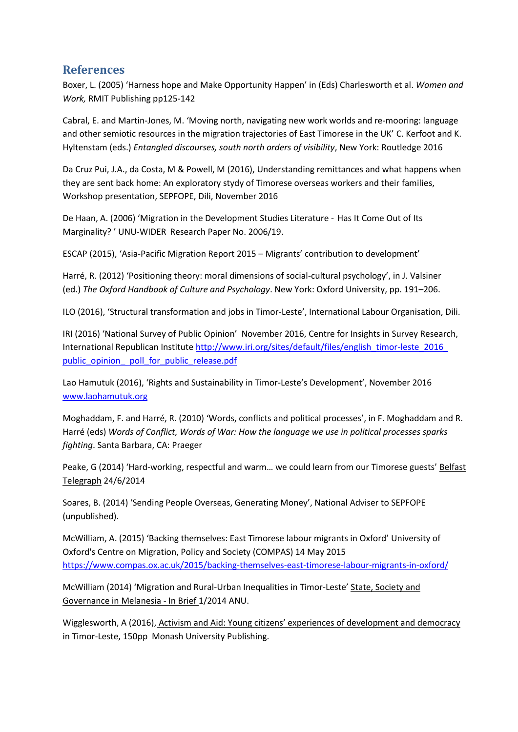## References

Boxer, L. (2005) 'Harness hope and Make Opportunity Happen' in (Eds) Charlesworth et al. *Women and Work,* RMIT Publishing pp125-142

Cabral, E. and Martin-Jones, M. 'Moving north, navigating new work worlds and re-mooring: language and other semiotic resources in the migration trajectories of East Timorese in the UK' C. Kerfoot and K. Hyltenstam (eds.) *Entangled discourses, south north orders of visibility*, New York: Routledge 2016

Da Cruz Pui, J.A., da Costa, M & Powell, M (2016), Understanding remittances and what happens when they are sent back home: An exploratory stydy of Timorese overseas workers and their families, Workshop presentation, SEPFOPE, Dili, November 2016

De Haan, A. (2006) 'Migration in the Development Studies Literature - Has It Come Out of Its Marginality? ' UNU-WIDER Research Paper No. 2006/19.

ESCAP (2015), 'Asia-Pacific Migration Report 2015 – Migrants' contribution to development'

Harré, R. (2012) 'Positioning theory: moral dimensions of social-cultural psychology', in J. Valsiner (ed.) *The Oxford Handbook of Culture and Psychology*. New York: Oxford University, pp. 191–206.

ILO (2016), 'Structural transformation and jobs in Timor-Leste', International Labour Organisation, Dili.

IRI (2016) 'National Survey of Public Opinion' November 2016, Centre for Insights in Survey Research, International Republican Institute http://www.iri.org/sites/default/files/english_timor-leste_2016_ public_opinion_ poll_for_public_release.pdf

Lao Hamutuk (2016), 'Rights and Sustainability in Timor-Leste's Development', November 2016 www.laohamutuk.org

Moghaddam, F. and Harré, R. (2010) 'Words, conflicts and political processes', in F. Moghaddam and R. Harré (eds) *Words of Conflict, Words of War: How the language we use in political processes sparks fighting*. Santa Barbara, CA: Praeger

Peake, G (2014) 'Hard-working, respectful and warm… we could learn from our Timorese guests' Belfast Telegraph 24/6/2014

Soares, B. (2014) 'Sending People Overseas, Generating Money', National Adviser to SEPFOPE (unpublished).

McWilliam, A. (2015) 'Backing themselves: East Timorese labour migrants in Oxford' University of Oxford's Centre on Migration, Policy and Society (COMPAS) 14 May 2015 https://www.compas.ox.ac.uk/2015/backing-themselves-east-timorese-labour-migrants-in-oxford/

McWilliam (2014) 'Migration and Rural-Urban Inequalities in Timor-Leste' State, Society and Governance in Melanesia - In Brief 1/2014 ANU.

Wigglesworth, A (2016), Activism and Aid: Young citizens' experiences of development and democracy in Timor-Leste, 150pp Monash University Publishing.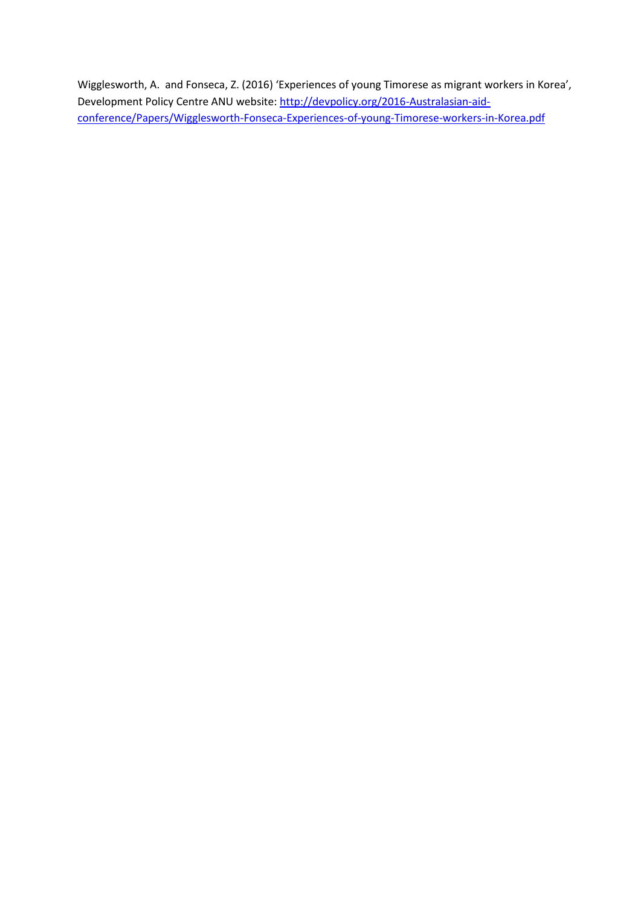Wigglesworth, A. and Fonseca, Z. (2016) 'Experiences of young Timorese as migrant workers in Korea', Development Policy Centre ANU website: [http://devpolicy.org/2016-Australasian-aid-conference/Papers/Wigglesworth-Fonseca-Experiences-of-young-Timorese-workers-in-Korea.pdf](http://devpolicy.org/2016-Australasian-aid-conference/Papers/Wigglesworth-Fonseca-Experiences-of-young-Timorese-workers-in-Korea.pdf)